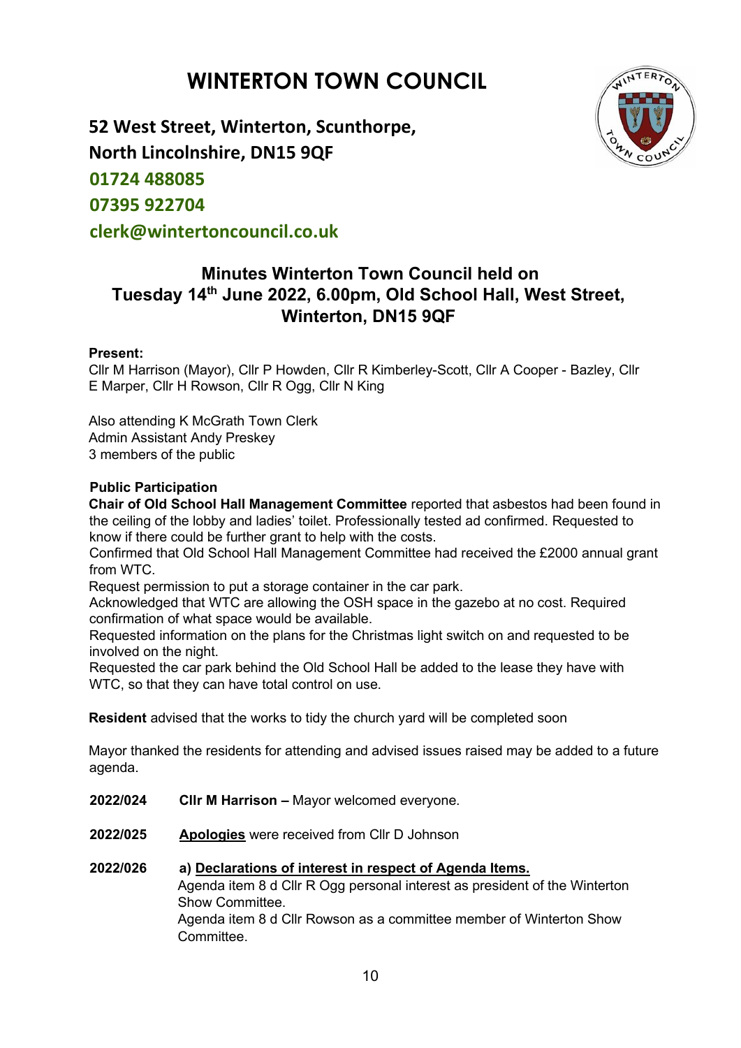# WINTERTON TOWN COUNCIL

**52 West Street, Winterton, Scunthorpe,**
**North Lincolnshire, DN15 9QF**
**01724 488085**
**07395 922704**
**clerk@wintertoncouncil.co.uk**

## Minutes Winterton Town Council held on Tuesday 14th June 2022, 6.00pm, Old School Hall, West Street, Winterton, DN15 9QF

**Present:**
Cllr M Harrison (Mayor), Cllr P Howden, Cllr R Kimberley-Scott, Cllr A Cooper - Bazley, Cllr E Marper, Cllr H Rowson, Cllr R Ogg, Cllr N King

Also attending K McGrath Town Clerk
Admin Assistant Andy Preskey
3 members of the public

**Public Participation**
**Chair of Old School Hall Management Committee** reported that asbestos had been found in the ceiling of the lobby and ladies' toilet. Professionally tested ad confirmed. Requested to know if there could be further grant to help with the costs.
Confirmed that Old School Hall Management Committee had received the £2000 annual grant from WTC.
Request permission to put a storage container in the car park.
Acknowledged that WTC are allowing the OSH space in the gazebo at no cost. Required confirmation of what space would be available.
Requested information on the plans for the Christmas light switch on and requested to be involved on the night.
Requested the car park behind the Old School Hall be added to the lease they have with WTC, so that they can have total control on use.

**Resident** advised that the works to tidy the church yard will be completed soon

Mayor thanked the residents for attending and advised issues raised may be added to a future agenda.

**2022/024** **Cllr M Harrison –** Mayor welcomed everyone.

**2022/025** **Apologies** were received from Cllr D Johnson

**2022/026** a) **Declarations of interest in respect of Agenda Items.**
Agenda item 8 d Cllr R Ogg personal interest as president of the Winterton Show Committee.
Agenda item 8 d Cllr Rowson as a committee member of Winterton Show Committee.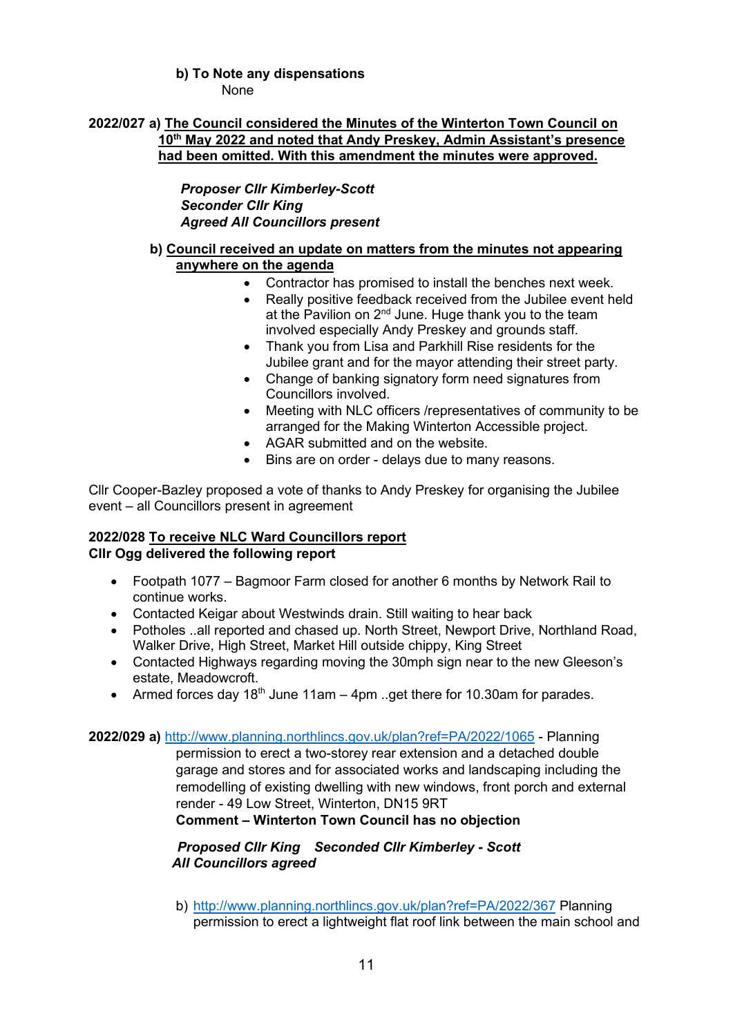**b) To Note any dispensations**

None

**2022/027 a) <u>The Council considered the Minutes of the Winterton Town Council on 10th May 2022 and noted that Andy Preskey, Admin Assistant's presence had been omitted. With this amendment the minutes were approved.</u>**

***Proposer Cllr Kimberley-Scott***
***Seconder Cllr King***
***Agreed All Councillors present***

**b) <u>Council received an update on matters from the minutes not appearing anywhere on the agenda</u>**

- Contractor has promised to install the benches next week.
- Really positive feedback received from the Jubilee event held at the Pavilion on 2nd June. Huge thank you to the team involved especially Andy Preskey and grounds staff.
- Thank you from Lisa and Parkhill Rise residents for the Jubilee grant and for the mayor attending their street party.
- Change of banking signatory form need signatures from Councillors involved.
- Meeting with NLC officers /representatives of community to be arranged for the Making Winterton Accessible project.
- AGAR submitted and on the website.
- Bins are on order - delays due to many reasons.

Cllr Cooper-Bazley proposed a vote of thanks to Andy Preskey for organising the Jubilee event – all Councillors present in agreement

**2022/028 <u>To receive NLC Ward Councillors report</u>**
**Cllr Ogg delivered the following report**

- Footpath 1077 – Bagmoor Farm closed for another 6 months by Network Rail to continue works.
- Contacted Keigar about Westwinds drain. Still waiting to hear back
- Potholes ..all reported and chased up. North Street, Newport Drive, Northland Road, Walker Drive, High Street, Market Hill outside chippy, King Street
- Contacted Highways regarding moving the 30mph sign near to the new Gleeson's estate, Meadowcroft.
- Armed forces day 18th June 11am – 4pm ..get there for 10.30am for parades.

**2022/029 a)** http://www.planning.northlincs.gov.uk/plan?ref=PA/2022/1065 - Planning permission to erect a two-storey rear extension and a detached double garage and stores and for associated works and landscaping including the remodelling of existing dwelling with new windows, front porch and external render - 49 Low Street, Winterton, DN15 9RT

**Comment – Winterton Town Council has no objection**

***Proposed Cllr King Seconded Cllr Kimberley - Scott***
***All Councillors agreed***

b) http://www.planning.northlincs.gov.uk/plan?ref=PA/2022/367 Planning permission to erect a lightweight flat roof link between the main school and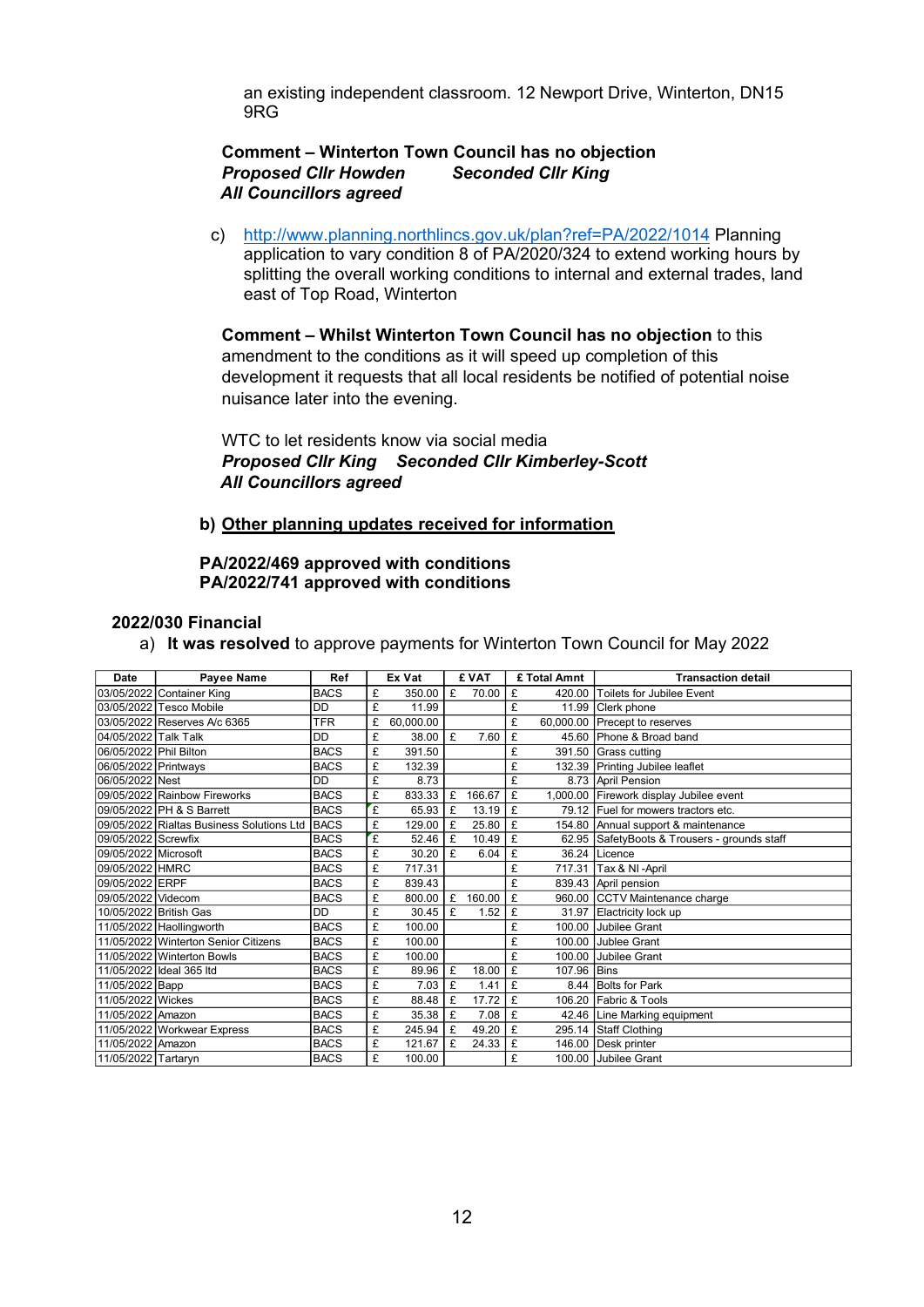an existing independent classroom. 12 Newport Drive, Winterton, DN15 9RG

**Comment – Winterton Town Council has no objection**
***Proposed Cllr Howden Seconded Cllr King***
***All Councillors agreed***

c) http://www.planning.northlincs.gov.uk/plan?ref=PA/2022/1014 Planning application to vary condition 8 of PA/2020/324 to extend working hours by splitting the overall working conditions to internal and external trades, land east of Top Road, Winterton

**Comment – Whilst Winterton Town Council has no objection** to this amendment to the conditions as it will speed up completion of this development it requests that all local residents be notified of potential noise nuisance later into the evening.

WTC to let residents know via social media
***Proposed Cllr King Seconded Cllr Kimberley-Scott***
***All Councillors agreed***

**b) Other planning updates received for information**

**PA/2022/469 approved with conditions**
**PA/2022/741 approved with conditions**

## 2022/030 Financial

a) **It was resolved** to approve payments for Winterton Town Council for May 2022

| Date | Payee Name | Ref | Ex Vat | £ VAT | £ Total Amnt | Transaction detail |
|---|---|---|---|---|---|---|
| 03/05/2022 | Container King | BACS | £ 350.00 | £ 70.00 | £ 420.00 | Toilets for Jubilee Event |
| 03/05/2022 | Tesco Mobile | DD | £ 11.99 | | £ 11.99 | Clerk phone |
| 03/05/2022 | Reserves A/c 6365 | TFR | £ 60,000.00 | | £ 60,000.00 | Precept to reserves |
| 04/05/2022 | Talk Talk | DD | £ 38.00 | £ 7.60 | £ 45.60 | Phone & Broad band |
| 06/05/2022 | Phil Bilton | BACS | £ 391.50 | | £ 391.50 | Grass cutting |
| 06/05/2022 | Printways | BACS | £ 132.39 | | £ 132.39 | Printing Jubilee leaflet |
| 06/05/2022 | Nest | DD | £ 8.73 | | £ 8.73 | April Pension |
| 09/05/2022 | Rainbow Fireworks | BACS | £ 833.33 | £ 166.67 | £ 1,000.00 | Firework display Jubilee event |
| 09/05/2022 | PH & S Barrett | BACS | £ 65.93 | £ 13.19 | £ 79.12 | Fuel for mowers tractors etc. |
| 09/05/2022 | Rialtas Business Solutions Ltd | BACS | £ 129.00 | £ 25.80 | £ 154.80 | Annual support & maintenance |
| 09/05/2022 | Screwfix | BACS | £ 52.46 | £ 10.49 | £ 62.95 | SafetyBoots & Trousers - grounds staff |
| 09/05/2022 | Microsoft | BACS | £ 30.20 | £ 6.04 | £ 36.24 | Licence |
| 09/05/2022 | HMRC | BACS | £ 717.31 | | £ 717.31 | Tax & NI -April |
| 09/05/2022 | ERPF | BACS | £ 839.43 | | £ 839.43 | April pension |
| 09/05/2022 | Videcom | BACS | £ 800.00 | £ 160.00 | £ 960.00 | CCTV Maintenance charge |
| 10/05/2022 | British Gas | DD | £ 30.45 | £ 1.52 | £ 31.97 | Electricity lock up |
| 11/05/2022 | Haollingworth | BACS | £ 100.00 | | £ 100.00 | Jubilee Grant |
| 11/05/2022 | Winterton Senior Citizens | BACS | £ 100.00 | | £ 100.00 | Jublee Grant |
| 11/05/2022 | Winterton Bowls | BACS | £ 100.00 | | £ 100.00 | Jubilee Grant |
| 11/05/2022 | Ideal 365 ltd | BACS | £ 89.96 | £ 18.00 | £ 107.96 | Bins |
| 11/05/2022 | Bapp | BACS | £ 7.03 | £ 1.41 | £ 8.44 | Bolts for Park |
| 11/05/2022 | Wickes | BACS | £ 88.48 | £ 17.72 | £ 106.20 | Fabric & Tools |
| 11/05/2022 | Amazon | BACS | £ 35.38 | £ 7.08 | £ 42.46 | Line Marking equipment |
| 11/05/2022 | Workwear Express | BACS | £ 245.94 | £ 49.20 | £ 295.14 | Staff Clothing |
| 11/05/2022 | Amazon | BACS | £ 121.67 | £ 24.33 | £ 146.00 | Desk printer |
| 11/05/2022 | Tartaryn | BACS | £ 100.00 | | £ 100.00 | Jubilee Grant |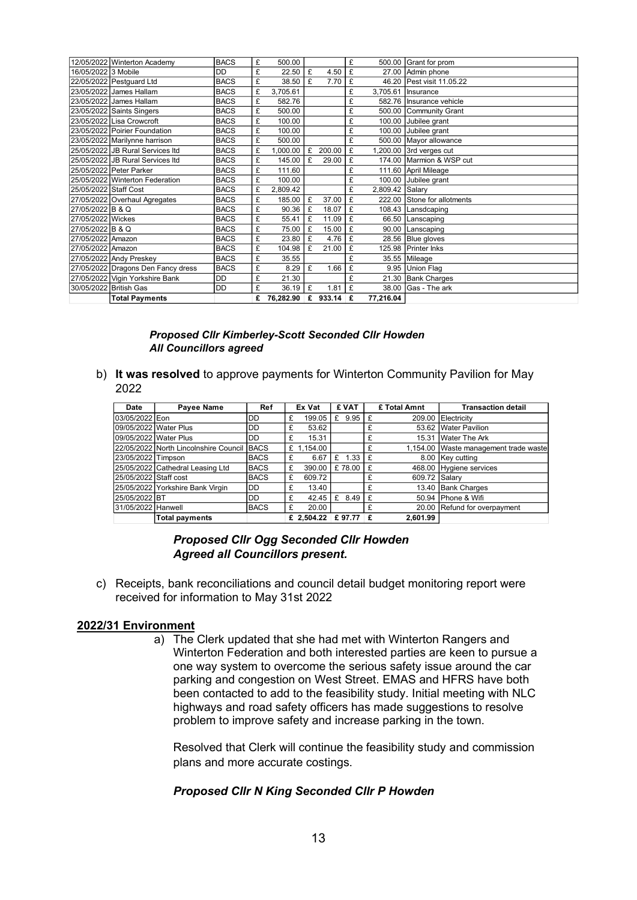| | | | | | | |
|---|---|---|---|---|---|---|
| 12/05/2022 | Winterton Academy | BACS | £ 500.00 | | £ 500.00 | Grant for prom |
| 16/05/2022 | 3 Mobile | DD | £ 22.50 | £ 4.50 | £ 27.00 | Admin phone |
| 22/05/2022 | Pestguard Ltd | BACS | £ 38.50 | £ 7.70 | £ 46.20 | Pest visit 11.05.22 |
| 23/05/2022 | James Hallam | BACS | £ 3,705.61 | | £ 3,705.61 | Insurance |
| 23/05/2022 | James Hallam | BACS | £ 582.76 | | £ 582.76 | Insurance vehicle |
| 23/05/2022 | Saints Singers | BACS | £ 500.00 | | £ 500.00 | Community Grant |
| 23/05/2022 | Lisa Crowcroft | BACS | £ 100.00 | | £ 100.00 | Jubilee grant |
| 23/05/2022 | Poirier Foundation | BACS | £ 100.00 | | £ 100.00 | Jubilee grant |
| 23/05/2022 | Marilynne harrison | BACS | £ 500.00 | | £ 500.00 | Mayor allowance |
| 25/05/2022 | JB Rural Services ltd | BACS | £ 1,000.00 | £ 200.00 | £ 1,200.00 | 3rd verges cut |
| 25/05/2022 | JB Rural Services ltd | BACS | £ 145.00 | £ 29.00 | £ 174.00 | Marmion & WSP cut |
| 25/05/2022 | Peter Parker | BACS | £ 111.60 | | £ 111.60 | April Mileage |
| 25/05/2022 | Winterton Federation | BACS | £ 100.00 | | £ 100.00 | Jubilee grant |
| 25/05/2022 | Staff Cost | BACS | £ 2,809.42 | | £ 2,809.42 | Salary |
| 27/05/2022 | Overhaul Agregates | BACS | £ 185.00 | £ 37.00 | £ 222.00 | Stone for allotments |
| 27/05/2022 | B & Q | BACS | £ 90.36 | £ 18.07 | £ 108.43 | Lansdcaping |
| 27/05/2022 | Wickes | BACS | £ 55.41 | £ 11.09 | £ 66.50 | Lanscaping |
| 27/05/2022 | B & Q | BACS | £ 75.00 | £ 15.00 | £ 90.00 | Lanscaping |
| 27/05/2022 | Amazon | BACS | £ 23.80 | £ 4.76 | £ 28.56 | Blue gloves |
| 27/05/2022 | Amazon | BACS | £ 104.98 | £ 21.00 | £ 125.98 | Printer Inks |
| 27/05/2022 | Andy Preskey | BACS | £ 35.55 | | £ 35.55 | Mileage |
| 27/05/2022 | Dragons Den Fancy dress | BACS | £ 8.29 | £ 1.66 | £ 9.95 | Union Flag |
| 27/05/2022 | Vigin Yorkshire Bank | DD | £ 21.30 | | £ 21.30 | Bank Charges |
| 30/05/2022 | British Gas | DD | £ 36.19 | £ 1.81 | £ 38.00 | Gas - The ark |
| | **Total Payments** | | £ 76,282.90 | £ 933.14 | £ 77,216.04 | |

***Proposed Cllr Kimberley-Scott Seconded Cllr Howden***
***All Councillors agreed***

b) **It was resolved** to approve payments for Winterton Community Pavilion for May 2022

| Date | Payee Name | Ref | Ex Vat | £ VAT | £ Total Amnt | Transaction detail |
|---|---|---|---|---|---|---|
| 03/05/2022 | Eon | DD | £ 199.05 | £ 9.95 | £ 209.00 | Electricity |
| 09/05/2022 | Water Plus | DD | £ 53.62 | | £ 53.62 | Water Pavilion |
| 09/05/2022 | Water Plus | DD | £ 15.31 | | £ 15.31 | Water The Ark |
| 22/05/2022 | North Lincolnshire Council | BACS | £ 1,154.00 | | £ 1,154.00 | Waste management trade waste |
| 23/05/2022 | Timpson | BACS | £ 6.67 | £ 1.33 | £ 8.00 | Key cutting |
| 25/05/2022 | Cathedral Leasing Ltd | BACS | £ 390.00 | £ 78.00 | £ 468.00 | Hygiene services |
| 25/05/2022 | Staff cost | BACS | £ 609.72 | | £ 609.72 | Salary |
| 25/05/2022 | Yorkshire Bank Virgin | DD | £ 13.40 | | £ 13.40 | Bank Charges |
| 25/05/2022 | BT | DD | £ 42.45 | £ 8.49 | £ 50.94 | Phone & Wifi |
| 31/05/2022 | Hanwell | BACS | £ 20.00 | | £ 20.00 | Refund for overpayment |
| | **Total payments** | | £ 2,504.22 | £ 97.77 | £ 2,601.99 | |

***Proposed Cllr Ogg Seconded Cllr Howden***
***Agreed all Councillors present.***

c) Receipts, bank reconciliations and council detail budget monitoring report were received for information to May 31st 2022

## 2022/31 Environment

a) The Clerk updated that she had met with Winterton Rangers and Winterton Federation and both interested parties are keen to pursue a one way system to overcome the serious safety issue around the car parking and congestion on West Street. EMAS and HFRS have both been contacted to add to the feasibility study. Initial meeting with NLC highways and road safety officers has made suggestions to resolve problem to improve safety and increase parking in the town.

Resolved that Clerk will continue the feasibility study and commission plans and more accurate costings.

***Proposed Cllr N King Seconded Cllr P Howden***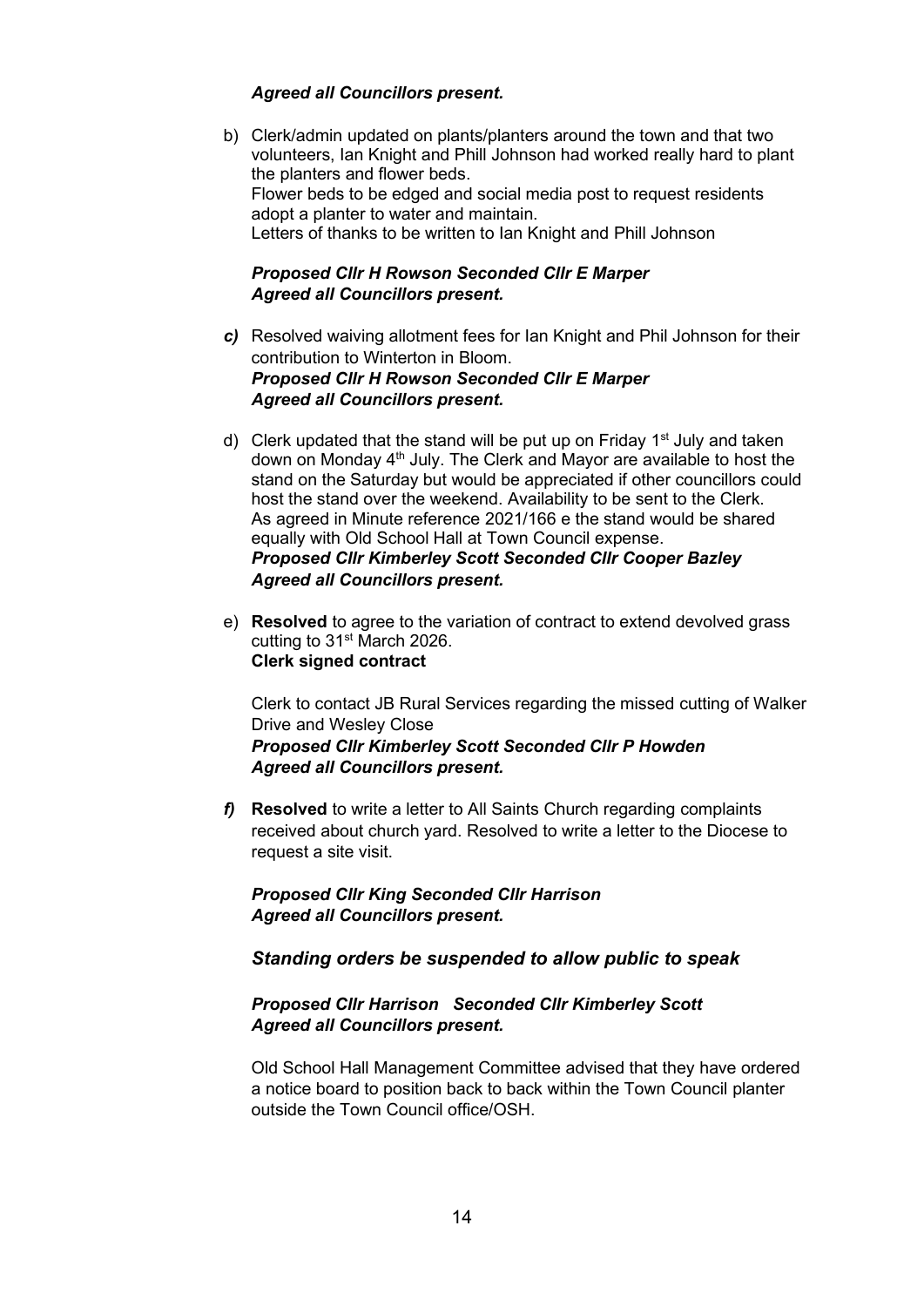*Agreed all Councillors present.*

b) Clerk/admin updated on plants/planters around the town and that two volunteers, Ian Knight and Phill Johnson had worked really hard to plant the planters and flower beds.
   Flower beds to be edged and social media post to request residents adopt a planter to water and maintain.
   Letters of thanks to be written to Ian Knight and Phill Johnson

   ***Proposed Cllr H Rowson Seconded Cllr E Marper***
   ***Agreed all Councillors present.***

***c)*** Resolved waiving allotment fees for Ian Knight and Phil Johnson for their contribution to Winterton in Bloom.
   ***Proposed Cllr H Rowson Seconded Cllr E Marper***
   ***Agreed all Councillors present.***

d) Clerk updated that the stand will be put up on Friday 1st July and taken down on Monday 4th July. The Clerk and Mayor are available to host the stand on the Saturday but would be appreciated if other councillors could host the stand over the weekend. Availability to be sent to the Clerk.
   As agreed in Minute reference 2021/166 e the stand would be shared equally with Old School Hall at Town Council expense.
   ***Proposed Cllr Kimberley Scott Seconded Cllr Cooper Bazley***
   ***Agreed all Councillors present.***

e) **Resolved** to agree to the variation of contract to extend devolved grass cutting to 31st March 2026.
   **Clerk signed contract**

   Clerk to contact JB Rural Services regarding the missed cutting of Walker Drive and Wesley Close
   ***Proposed Cllr Kimberley Scott Seconded Cllr P Howden***
   ***Agreed all Councillors present.***

***f)*** **Resolved** to write a letter to All Saints Church regarding complaints received about church yard. Resolved to write a letter to the Diocese to request a site visit.

   ***Proposed Cllr King Seconded Cllr Harrison***
   ***Agreed all Councillors present.***

   ***Standing orders be suspended to allow public to speak***

   ***Proposed Cllr Harrison Seconded Cllr Kimberley Scott***
   ***Agreed all Councillors present.***

   Old School Hall Management Committee advised that they have ordered a notice board to position back to back within the Town Council planter outside the Town Council office/OSH.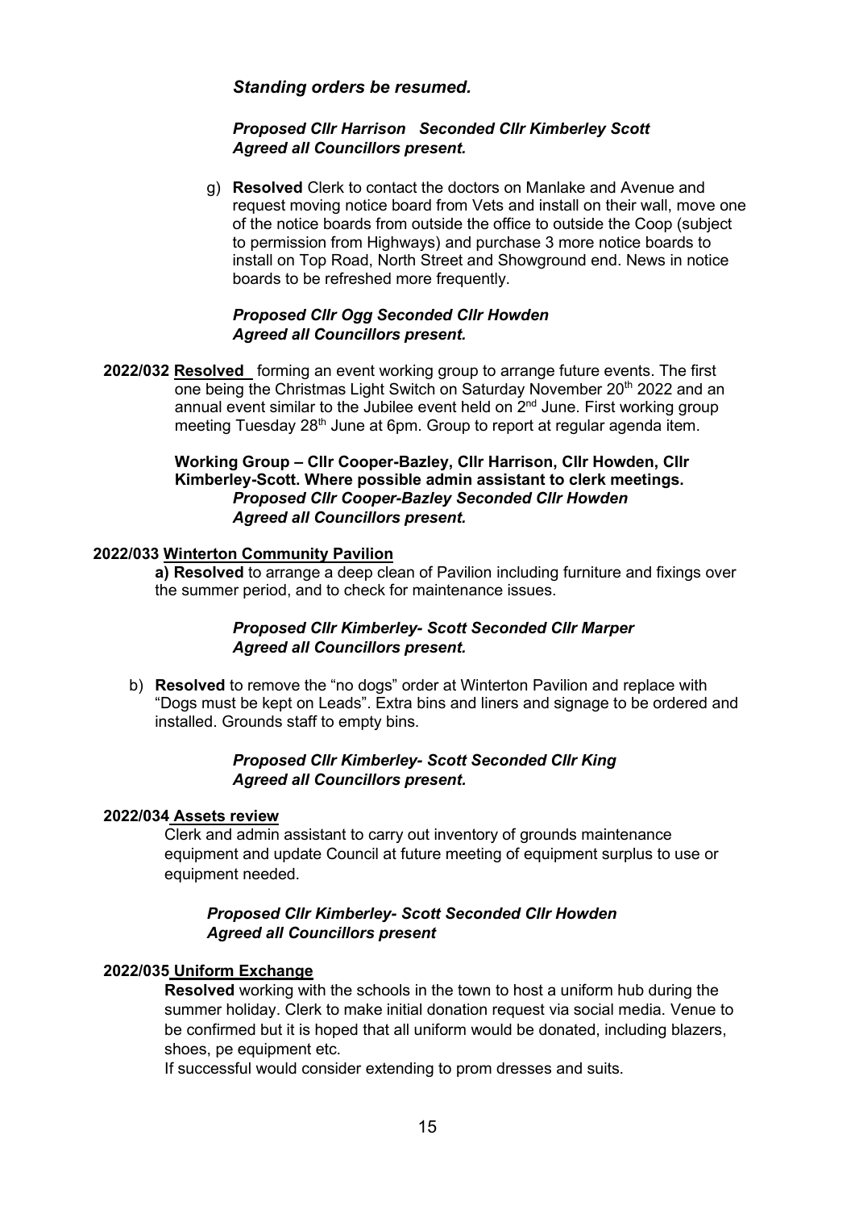*Standing orders be resumed.*

***Proposed Cllr Harrison Seconded Cllr Kimberley Scott***
***Agreed all Councillors present.***

g) **Resolved** Clerk to contact the doctors on Manlake and Avenue and request moving notice board from Vets and install on their wall, move one of the notice boards from outside the office to outside the Coop (subject to permission from Highways) and purchase 3 more notice boards to install on Top Road, North Street and Showground end. News in notice boards to be refreshed more frequently.

***Proposed Cllr Ogg Seconded Cllr Howden***
***Agreed all Councillors present.***

**2022/032 Resolved** forming an event working group to arrange future events. The first one being the Christmas Light Switch on Saturday November 20th 2022 and an annual event similar to the Jubilee event held on 2nd June. First working group meeting Tuesday 28th June at 6pm. Group to report at regular agenda item.

**Working Group – Cllr Cooper-Bazley, Cllr Harrison, Cllr Howden, Cllr Kimberley-Scott. Where possible admin assistant to clerk meetings.**
***Proposed Cllr Cooper-Bazley Seconded Cllr Howden***
***Agreed all Councillors present.***

**2022/033 Winterton Community Pavilion**

**a) Resolved** to arrange a deep clean of Pavilion including furniture and fixings over the summer period, and to check for maintenance issues.

***Proposed Cllr Kimberley- Scott Seconded Cllr Marper***
***Agreed all Councillors present.***

b) **Resolved** to remove the "no dogs" order at Winterton Pavilion and replace with "Dogs must be kept on Leads". Extra bins and liners and signage to be ordered and installed. Grounds staff to empty bins.

***Proposed Cllr Kimberley- Scott Seconded Cllr King***
***Agreed all Councillors present.***

**2022/034 Assets review**

Clerk and admin assistant to carry out inventory of grounds maintenance equipment and update Council at future meeting of equipment surplus to use or equipment needed.

***Proposed Cllr Kimberley- Scott Seconded Cllr Howden***
***Agreed all Councillors present***

**2022/035 Uniform Exchange**

**Resolved** working with the schools in the town to host a uniform hub during the summer holiday. Clerk to make initial donation request via social media. Venue to be confirmed but it is hoped that all uniform would be donated, including blazers, shoes, pe equipment etc.

If successful would consider extending to prom dresses and suits.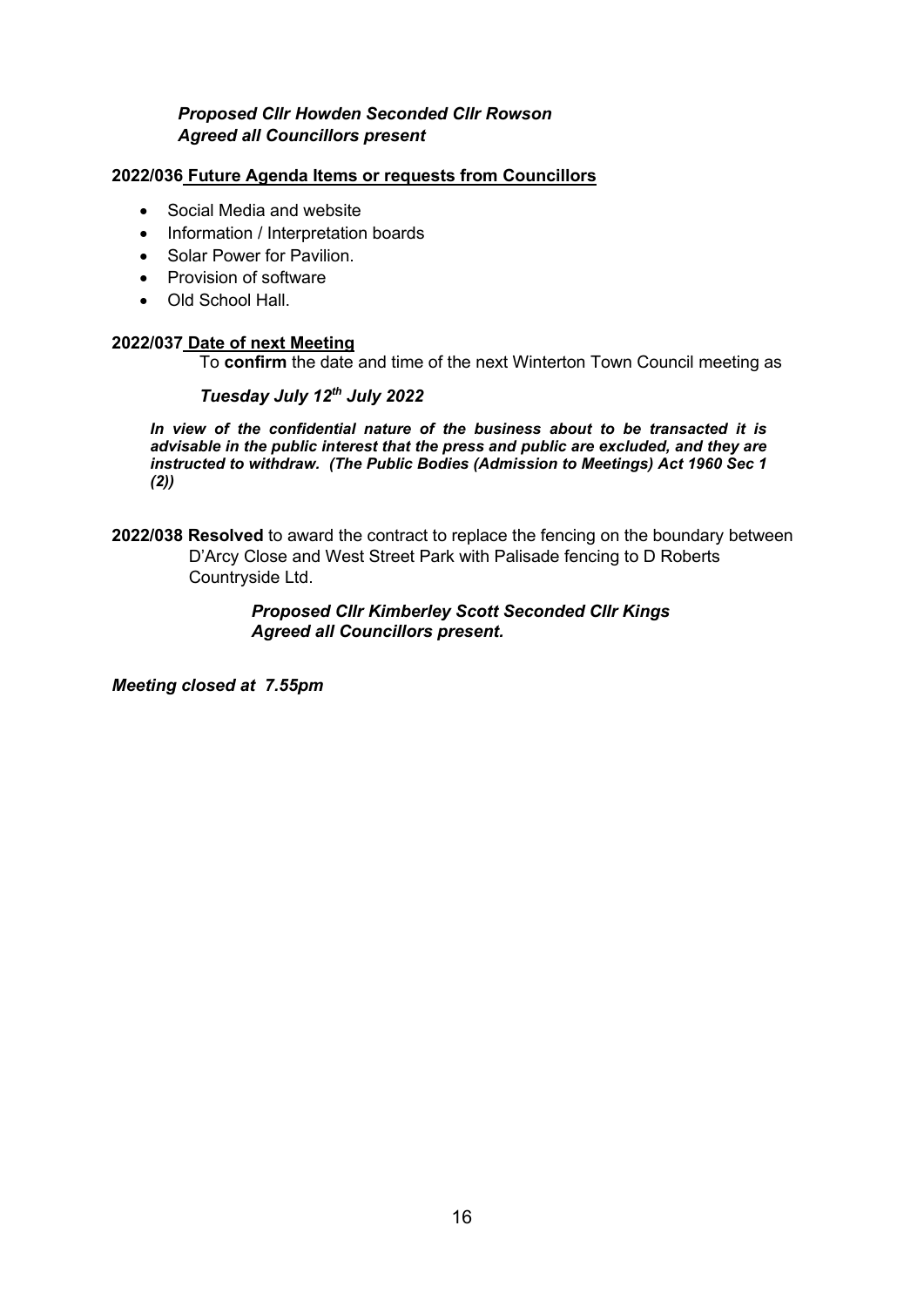***Proposed Cllr Howden Seconded Cllr Rowson***
***Agreed all Councillors present***

**2022/036 Future Agenda Items or requests from Councillors**

- Social Media and website
- Information / Interpretation boards
- Solar Power for Pavilion.
- Provision of software
- Old School Hall.

**2022/037 Date of next Meeting**

To **confirm** the date and time of the next Winterton Town Council meeting as

***Tuesday July 12th July 2022***

***In view of the confidential nature of the business about to be transacted it is advisable in the public interest that the press and public are excluded, and they are instructed to withdraw. (The Public Bodies (Admission to Meetings) Act 1960 Sec 1 (2))***

**2022/038 Resolved** to award the contract to replace the fencing on the boundary between D'Arcy Close and West Street Park with Palisade fencing to D Roberts Countryside Ltd.

***Proposed Cllr Kimberley Scott Seconded Cllr Kings***
***Agreed all Councillors present.***

***Meeting closed at 7.55pm***